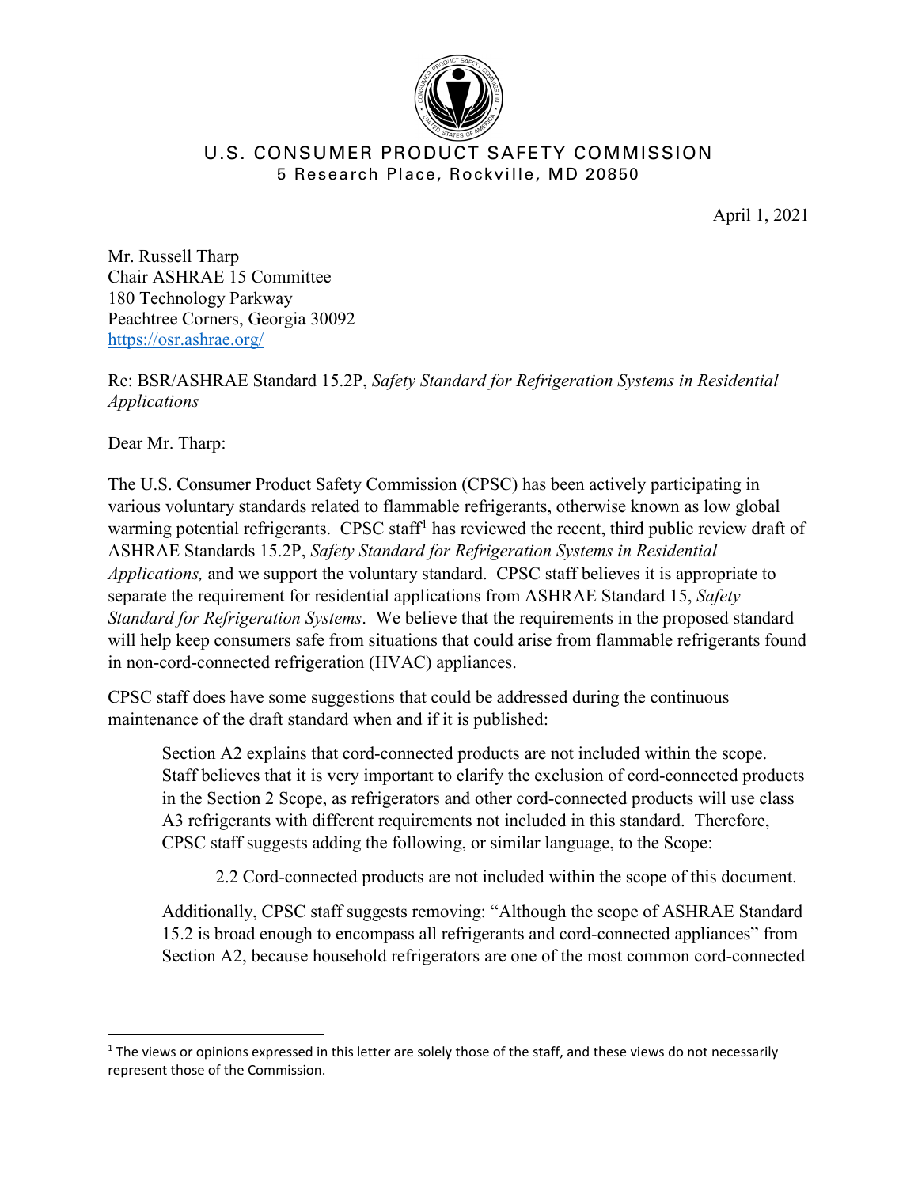U.S. CONSUMER PRODUCT SAFETY COMMISSION
5 Research Place, Rockville, MD 20850

April 1, 2021

Mr. Russell Tharp
Chair ASHRAE 15 Committee
180 Technology Parkway
Peachtree Corners, Georgia 30092
https://osr.ashrae.org/

Re: BSR/ASHRAE Standard 15.2P, *Safety Standard for Refrigeration Systems in Residential Applications*

Dear Mr. Tharp:

The U.S. Consumer Product Safety Commission (CPSC) has been actively participating in various voluntary standards related to flammable refrigerants, otherwise known as low global warming potential refrigerants. CPSC staff[1] has reviewed the recent, third public review draft of ASHRAE Standards 15.2P, *Safety Standard for Refrigeration Systems in Residential Applications,* and we support the voluntary standard. CPSC staff believes it is appropriate to separate the requirement for residential applications from ASHRAE Standard 15, *Safety Standard for Refrigeration Systems*. We believe that the requirements in the proposed standard will help keep consumers safe from situations that could arise from flammable refrigerants found in non-cord-connected refrigeration (HVAC) appliances.

CPSC staff does have some suggestions that could be addressed during the continuous maintenance of the draft standard when and if it is published:

> Section A2 explains that cord-connected products are not included within the scope. Staff believes that it is very important to clarify the exclusion of cord-connected products in the Section 2 Scope, as refrigerators and other cord-connected products will use class A3 refrigerants with different requirements not included in this standard. Therefore, CPSC staff suggests adding the following, or similar language, to the Scope:
>
> > 2.2 Cord-connected products are not included within the scope of this document.
>
> Additionally, CPSC staff suggests removing: "Although the scope of ASHRAE Standard 15.2 is broad enough to encompass all refrigerants and cord-connected appliances" from Section A2, because household refrigerators are one of the most common cord-connected

[1] The views or opinions expressed in this letter are solely those of the staff, and these views do not necessarily represent those of the Commission.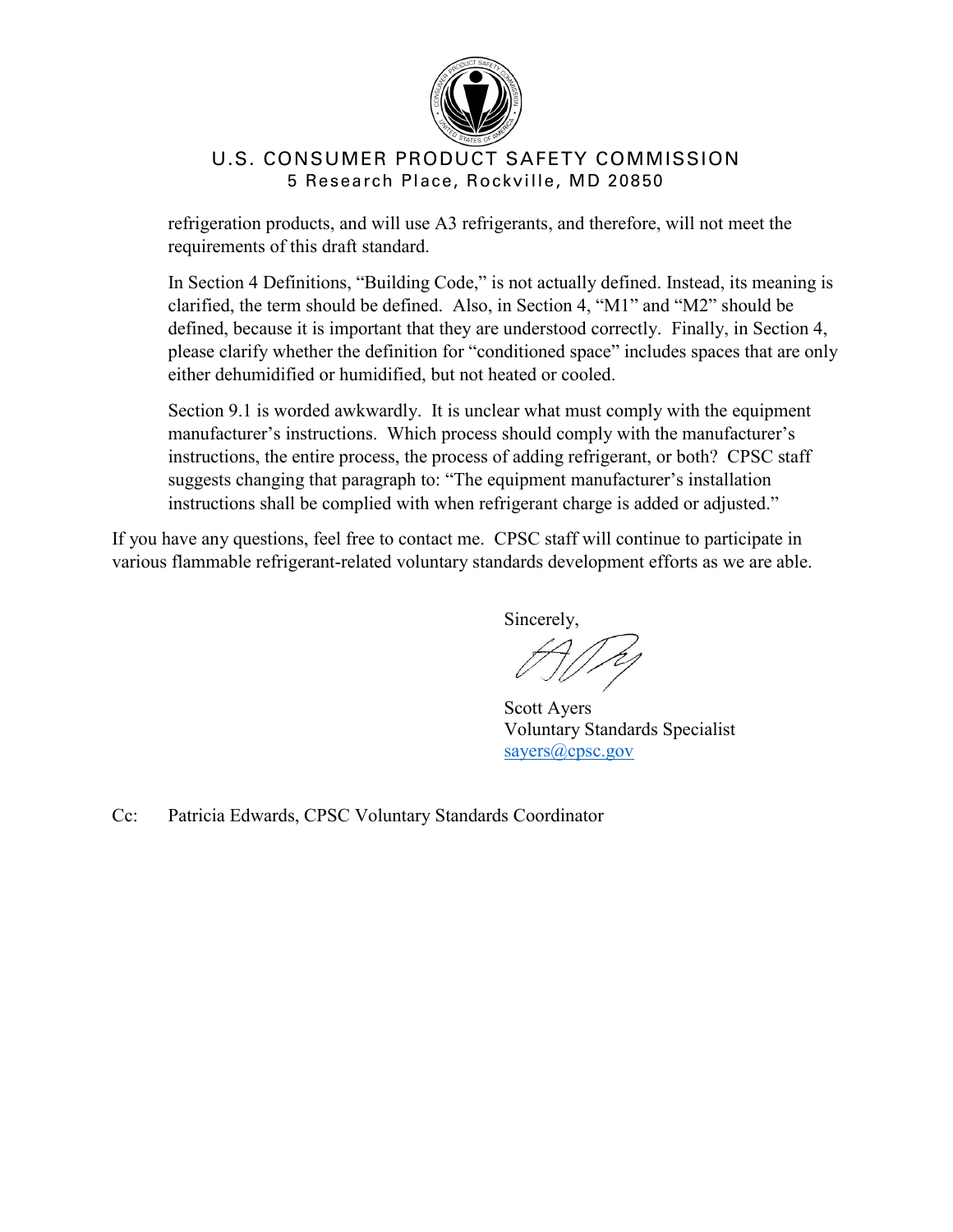U.S. CONSUMER PRODUCT SAFETY COMMISSION
5 Research Place, Rockville, MD 20850

refrigeration products, and will use A3 refrigerants, and therefore, will not meet the requirements of this draft standard.

In Section 4 Definitions, "Building Code," is not actually defined. Instead, its meaning is clarified, the term should be defined. Also, in Section 4, "M1" and "M2" should be defined, because it is important that they are understood correctly. Finally, in Section 4, please clarify whether the definition for "conditioned space" includes spaces that are only either dehumidified or humidified, but not heated or cooled.

Section 9.1 is worded awkwardly. It is unclear what must comply with the equipment manufacturer's instructions. Which process should comply with the manufacturer's instructions, the entire process, the process of adding refrigerant, or both? CPSC staff suggests changing that paragraph to: "The equipment manufacturer's installation instructions shall be complied with when refrigerant charge is added or adjusted."

If you have any questions, feel free to contact me. CPSC staff will continue to participate in various flammable refrigerant-related voluntary standards development efforts as we are able.

Sincerely,

Scott Ayers
Voluntary Standards Specialist
sayers@cpsc.gov

Cc: Patricia Edwards, CPSC Voluntary Standards Coordinator